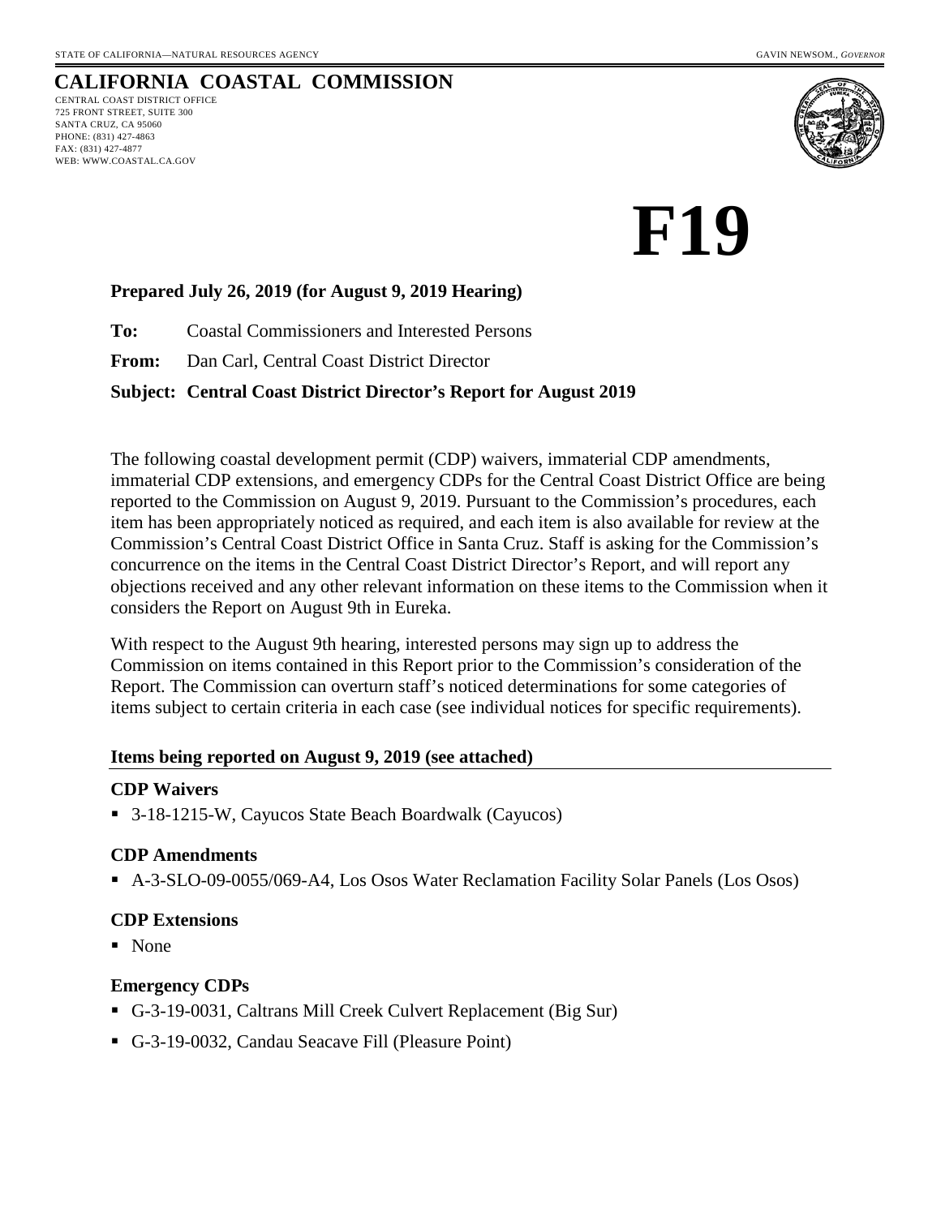STATE OF CALIFORNIA—NATURAL RESOURCES AGENCY GAVIN NEWSOM., *GOVERNOR*

# CALIFORNIA COASTAL COMMISSION

CENTRAL COAST DISTRICT OFFICE
725 FRONT STREET, SUITE 300
SANTA CRUZ, CA 95060
PHONE: (831) 427-4863
FAX: (831) 427-4877
WEB: WWW.COASTAL.CA.GOV

# F19

**Prepared July 26, 2019 (for August 9, 2019 Hearing)**

**To:** Coastal Commissioners and Interested Persons

**From:** Dan Carl, Central Coast District Director

**Subject: Central Coast District Director's Report for August 2019**

The following coastal development permit (CDP) waivers, immaterial CDP amendments, immaterial CDP extensions, and emergency CDPs for the Central Coast District Office are being reported to the Commission on August 9, 2019. Pursuant to the Commission's procedures, each item has been appropriately noticed as required, and each item is also available for review at the Commission's Central Coast District Office in Santa Cruz. Staff is asking for the Commission's concurrence on the items in the Central Coast District Director's Report, and will report any objections received and any other relevant information on these items to the Commission when it considers the Report on August 9th in Eureka.

With respect to the August 9th hearing, interested persons may sign up to address the Commission on items contained in this Report prior to the Commission's consideration of the Report. The Commission can overturn staff's noticed determinations for some categories of items subject to certain criteria in each case (see individual notices for specific requirements).

## Items being reported on August 9, 2019 (see attached)

### CDP Waivers

- 3-18-1215-W, Cayucos State Beach Boardwalk (Cayucos)

### CDP Amendments

- A-3-SLO-09-0055/069-A4, Los Osos Water Reclamation Facility Solar Panels (Los Osos)

### CDP Extensions

- None

### Emergency CDPs

- G-3-19-0031, Caltrans Mill Creek Culvert Replacement (Big Sur)
- G-3-19-0032, Candau Seacave Fill (Pleasure Point)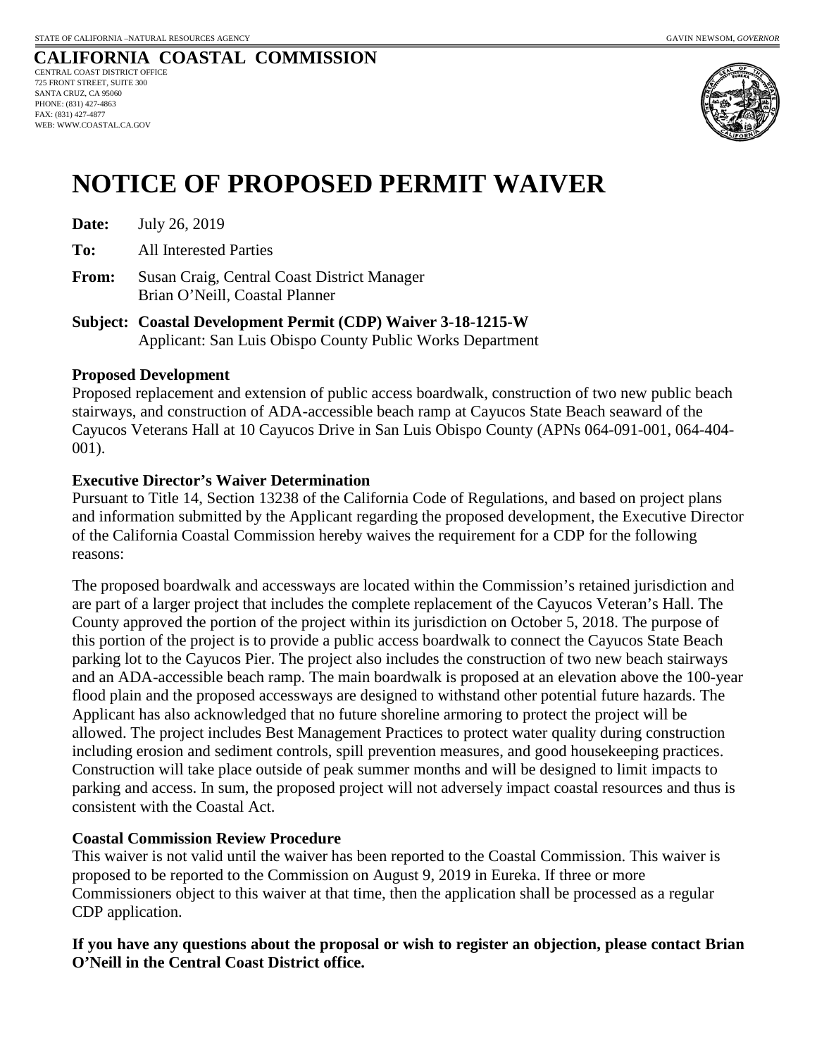STATE OF CALIFORNIA –NATURAL RESOURCES AGENCY

GAVIN NEWSOM, *GOVERNOR*

**CALIFORNIA COASTAL COMMISSION**

CENTRAL COAST DISTRICT OFFICE
725 FRONT STREET, SUITE 300
SANTA CRUZ, CA 95060
PHONE: (831) 427-4863
FAX: (831) 427-4877
WEB: WWW.COASTAL.CA.GOV

# NOTICE OF PROPOSED PERMIT WAIVER

**Date:** July 26, 2019

**To:** All Interested Parties

**From:** Susan Craig, Central Coast District Manager
Brian O'Neill, Coastal Planner

**Subject: Coastal Development Permit (CDP) Waiver 3-18-1215-W**
Applicant: San Luis Obispo County Public Works Department

**Proposed Development**

Proposed replacement and extension of public access boardwalk, construction of two new public beach stairways, and construction of ADA-accessible beach ramp at Cayucos State Beach seaward of the Cayucos Veterans Hall at 10 Cayucos Drive in San Luis Obispo County (APNs 064-091-001, 064-404-001).

**Executive Director's Waiver Determination**

Pursuant to Title 14, Section 13238 of the California Code of Regulations, and based on project plans and information submitted by the Applicant regarding the proposed development, the Executive Director of the California Coastal Commission hereby waives the requirement for a CDP for the following reasons:

The proposed boardwalk and accessways are located within the Commission's retained jurisdiction and are part of a larger project that includes the complete replacement of the Cayucos Veteran's Hall. The County approved the portion of the project within its jurisdiction on October 5, 2018. The purpose of this portion of the project is to provide a public access boardwalk to connect the Cayucos State Beach parking lot to the Cayucos Pier. The project also includes the construction of two new beach stairways and an ADA-accessible beach ramp. The main boardwalk is proposed at an elevation above the 100-year flood plain and the proposed accessways are designed to withstand other potential future hazards. The Applicant has also acknowledged that no future shoreline armoring to protect the project will be allowed. The project includes Best Management Practices to protect water quality during construction including erosion and sediment controls, spill prevention measures, and good housekeeping practices. Construction will take place outside of peak summer months and will be designed to limit impacts to parking and access. In sum, the proposed project will not adversely impact coastal resources and thus is consistent with the Coastal Act.

**Coastal Commission Review Procedure**

This waiver is not valid until the waiver has been reported to the Coastal Commission. This waiver is proposed to be reported to the Commission on August 9, 2019 in Eureka. If three or more Commissioners object to this waiver at that time, then the application shall be processed as a regular CDP application.

**If you have any questions about the proposal or wish to register an objection, please contact Brian O'Neill in the Central Coast District office.**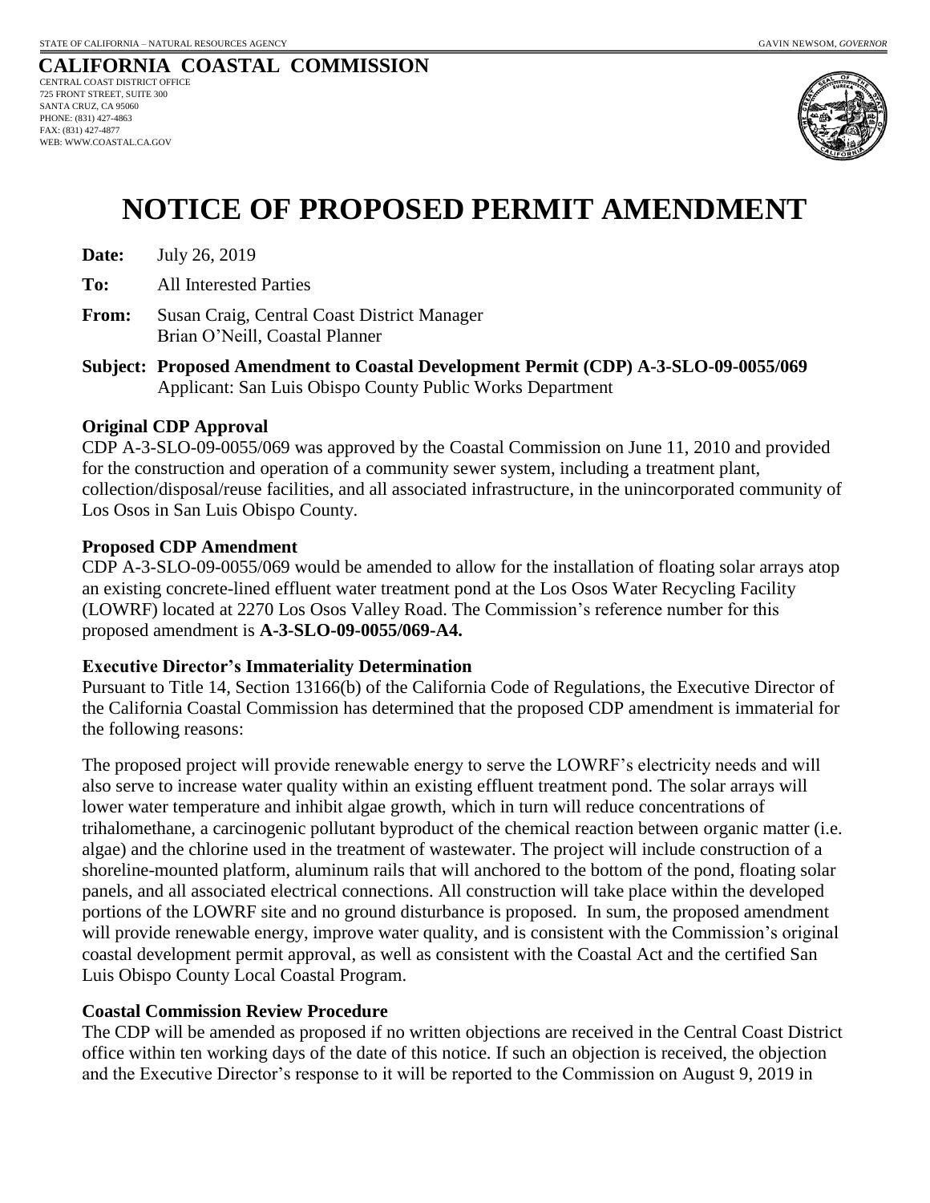STATE OF CALIFORNIA – NATURAL RESOURCES AGENCY GAVIN NEWSOM, *GOVERNOR*

**CALIFORNIA COASTAL COMMISSION**
CENTRAL COAST DISTRICT OFFICE
725 FRONT STREET, SUITE 300
SANTA CRUZ, CA 95060
PHONE: (831) 427-4863
FAX: (831) 427-4877
WEB: WWW.COASTAL.CA.GOV

# NOTICE OF PROPOSED PERMIT AMENDMENT

**Date:** July 26, 2019

**To:** All Interested Parties

**From:** Susan Craig, Central Coast District Manager
Brian O'Neill, Coastal Planner

**Subject: Proposed Amendment to Coastal Development Permit (CDP) A-3-SLO-09-0055/069**
Applicant: San Luis Obispo County Public Works Department

**Original CDP Approval**
CDP A-3-SLO-09-0055/069 was approved by the Coastal Commission on June 11, 2010 and provided for the construction and operation of a community sewer system, including a treatment plant, collection/disposal/reuse facilities, and all associated infrastructure, in the unincorporated community of Los Osos in San Luis Obispo County.

**Proposed CDP Amendment**
CDP A-3-SLO-09-0055/069 would be amended to allow for the installation of floating solar arrays atop an existing concrete-lined effluent water treatment pond at the Los Osos Water Recycling Facility (LOWRF) located at 2270 Los Osos Valley Road. The Commission's reference number for this proposed amendment is **A-3-SLO-09-0055/069-A4.**

**Executive Director's Immateriality Determination**
Pursuant to Title 14, Section 13166(b) of the California Code of Regulations, the Executive Director of the California Coastal Commission has determined that the proposed CDP amendment is immaterial for the following reasons:

The proposed project will provide renewable energy to serve the LOWRF's electricity needs and will also serve to increase water quality within an existing effluent treatment pond. The solar arrays will lower water temperature and inhibit algae growth, which in turn will reduce concentrations of trihalomethane, a carcinogenic pollutant byproduct of the chemical reaction between organic matter (i.e. algae) and the chlorine used in the treatment of wastewater. The project will include construction of a shoreline-mounted platform, aluminum rails that will anchored to the bottom of the pond, floating solar panels, and all associated electrical connections. All construction will take place within the developed portions of the LOWRF site and no ground disturbance is proposed. In sum, the proposed amendment will provide renewable energy, improve water quality, and is consistent with the Commission's original coastal development permit approval, as well as consistent with the Coastal Act and the certified San Luis Obispo County Local Coastal Program.

**Coastal Commission Review Procedure**
The CDP will be amended as proposed if no written objections are received in the Central Coast District office within ten working days of the date of this notice. If such an objection is received, the objection and the Executive Director's response to it will be reported to the Commission on August 9, 2019 in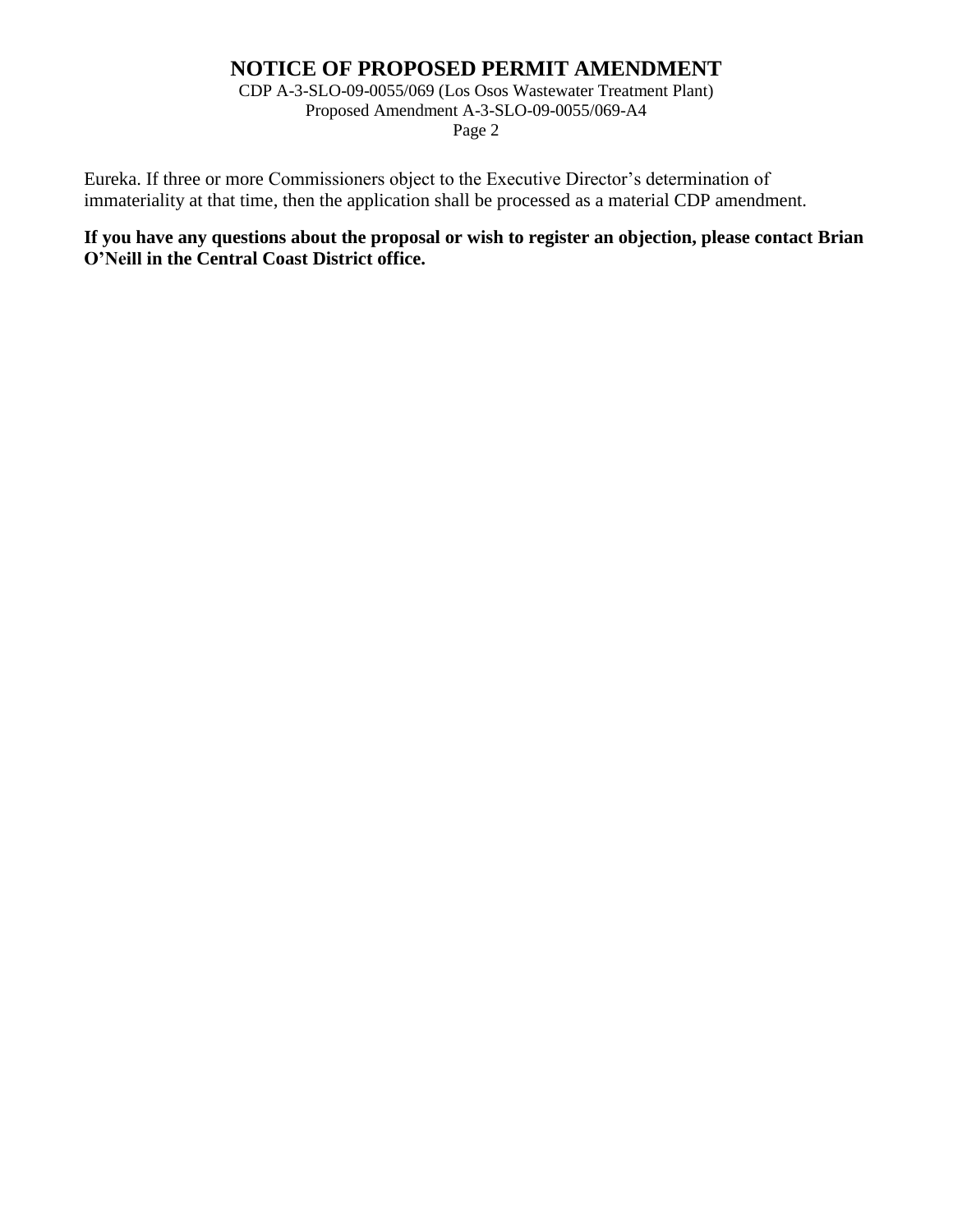Eureka. If three or more Commissioners object to the Executive Director's determination of immateriality at that time, then the application shall be processed as a material CDP amendment.

**If you have any questions about the proposal or wish to register an objection, please contact Brian O'Neill in the Central Coast District office.**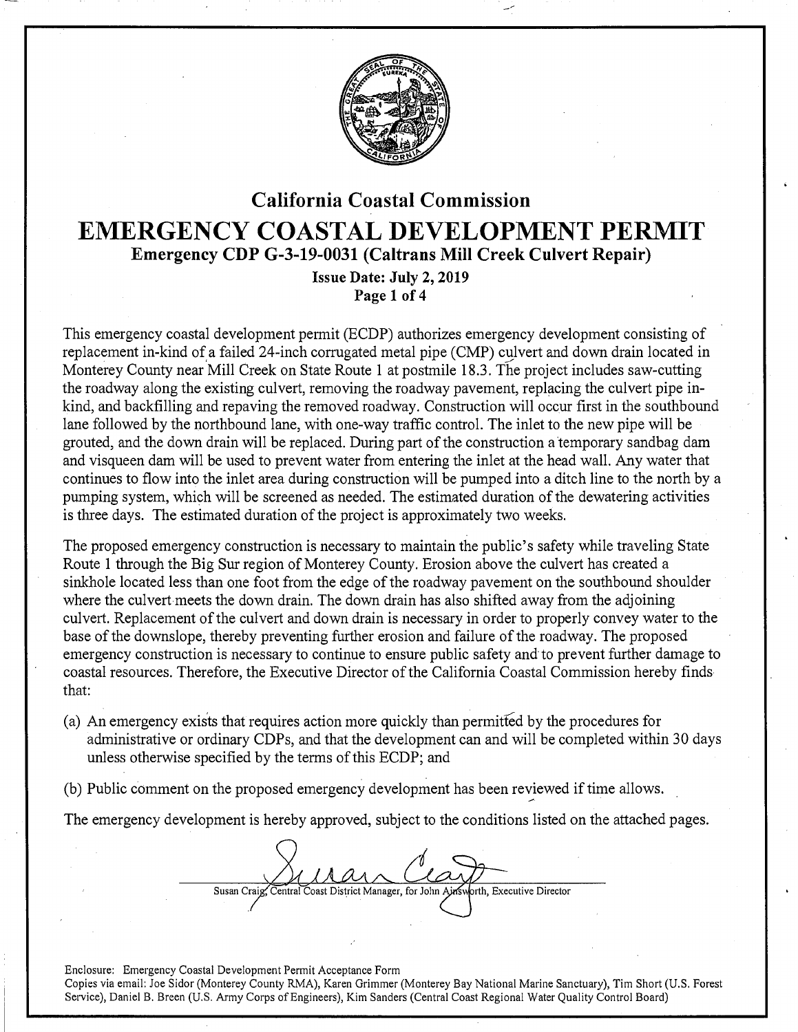# California Coastal Commission

# EMERGENCY COASTAL DEVELOPMENT PERMIT

## Emergency CDP G-3-19-0031 (Caltrans Mill Creek Culvert Repair)

**Issue Date: July 2, 2019**

This emergency coastal development permit (ECDP) authorizes emergency development consisting of replacement in-kind of a failed 24-inch corrugated metal pipe (CMP) culvert and down drain located in Monterey County near Mill Creek on State Route 1 at postmile 18.3. The project includes saw-cutting the roadway along the existing culvert, removing the roadway pavement, replacing the culvert pipe in-kind, and backfilling and repaving the removed roadway. Construction will occur first in the southbound lane followed by the northbound lane, with one-way traffic control. The inlet to the new pipe will be grouted, and the down drain will be replaced. During part of the construction a temporary sandbag dam and visqueen dam will be used to prevent water from entering the inlet at the head wall. Any water that continues to flow into the inlet area during construction will be pumped into a ditch line to the north by a pumping system, which will be screened as needed. The estimated duration of the dewatering activities is three days. The estimated duration of the project is approximately two weeks.

The proposed emergency construction is necessary to maintain the public's safety while traveling State Route 1 through the Big Sur region of Monterey County. Erosion above the culvert has created a sinkhole located less than one foot from the edge of the roadway pavement on the southbound shoulder where the culvert meets the down drain. The down drain has also shifted away from the adjoining culvert. Replacement of the culvert and down drain is necessary in order to properly convey water to the base of the downslope, thereby preventing further erosion and failure of the roadway. The proposed emergency construction is necessary to continue to ensure public safety and to prevent further damage to coastal resources. Therefore, the Executive Director of the California Coastal Commission hereby finds that:

(a) An emergency exists that requires action more quickly than permitted by the procedures for administrative or ordinary CDPs, and that the development can and will be completed within 30 days unless otherwise specified by the terms of this ECDP; and

(b) Public comment on the proposed emergency development has been reviewed if time allows.

The emergency development is hereby approved, subject to the conditions listed on the attached pages.

Susan Craig, Central Coast District Manager, for John Ainsworth, Executive Director

Enclosure: Emergency Coastal Development Permit Acceptance Form

Copies via email: Joe Sidor (Monterey County RMA), Karen Grimmer (Monterey Bay National Marine Sanctuary), Tim Short (U.S. Forest Service), Daniel B. Breen (U.S. Army Corps of Engineers), Kim Sanders (Central Coast Regional Water Quality Control Board)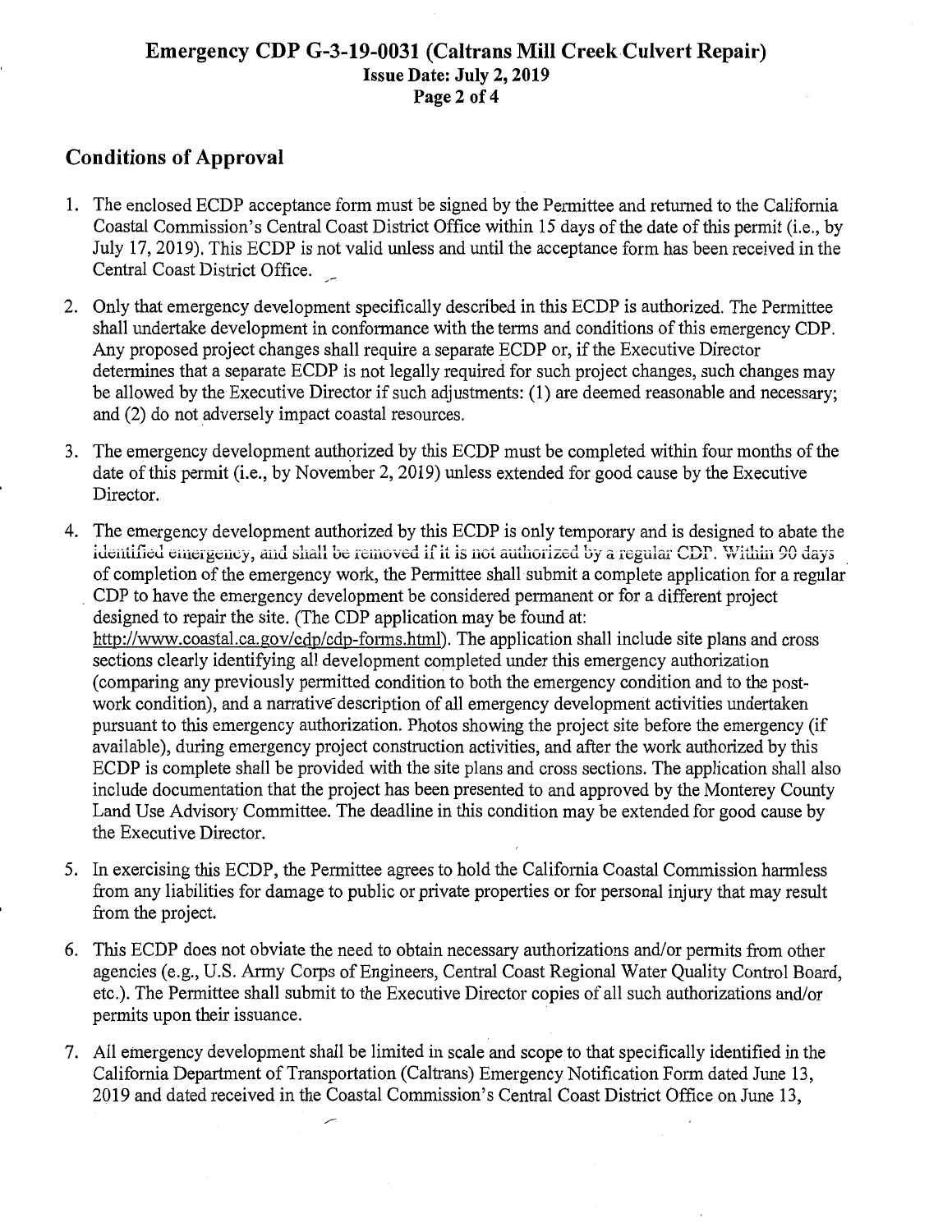## Conditions of Approval

1. The enclosed ECDP acceptance form must be signed by the Permittee and returned to the California Coastal Commission's Central Coast District Office within 15 days of the date of this permit (i.e., by July 17, 2019). This ECDP is not valid unless and until the acceptance form has been received in the Central Coast District Office.

2. Only that emergency development specifically described in this ECDP is authorized. The Permittee shall undertake development in conformance with the terms and conditions of this emergency CDP. Any proposed project changes shall require a separate ECDP or, if the Executive Director determines that a separate ECDP is not legally required for such project changes, such changes may be allowed by the Executive Director if such adjustments: (1) are deemed reasonable and necessary; and (2) do not adversely impact coastal resources.

3. The emergency development authorized by this ECDP must be completed within four months of the date of this permit (i.e., by November 2, 2019) unless extended for good cause by the Executive Director.

4. The emergency development authorized by this ECDP is only temporary and is designed to abate the identified emergency, and shall be removed if it is not authorized by a regular CDP. Within 90 days of completion of the emergency work, the Permittee shall submit a complete application for a regular CDP to have the emergency development be considered permanent or for a different project designed to repair the site. (The CDP application may be found at: http://www.coastal.ca.gov/cdp/cdp-forms.html). The application shall include site plans and cross sections clearly identifying all development completed under this emergency authorization (comparing any previously permitted condition to both the emergency condition and to the post-work condition), and a narrative description of all emergency development activities undertaken pursuant to this emergency authorization. Photos showing the project site before the emergency (if available), during emergency project construction activities, and after the work authorized by this ECDP is complete shall be provided with the site plans and cross sections. The application shall also include documentation that the project has been presented to and approved by the Monterey County Land Use Advisory Committee. The deadline in this condition may be extended for good cause by the Executive Director.

5. In exercising this ECDP, the Permittee agrees to hold the California Coastal Commission harmless from any liabilities for damage to public or private properties or for personal injury that may result from the project.

6. This ECDP does not obviate the need to obtain necessary authorizations and/or permits from other agencies (e.g., U.S. Army Corps of Engineers, Central Coast Regional Water Quality Control Board, etc.). The Permittee shall submit to the Executive Director copies of all such authorizations and/or permits upon their issuance.

7. All emergency development shall be limited in scale and scope to that specifically identified in the California Department of Transportation (Caltrans) Emergency Notification Form dated June 13, 2019 and dated received in the Coastal Commission's Central Coast District Office on June 13,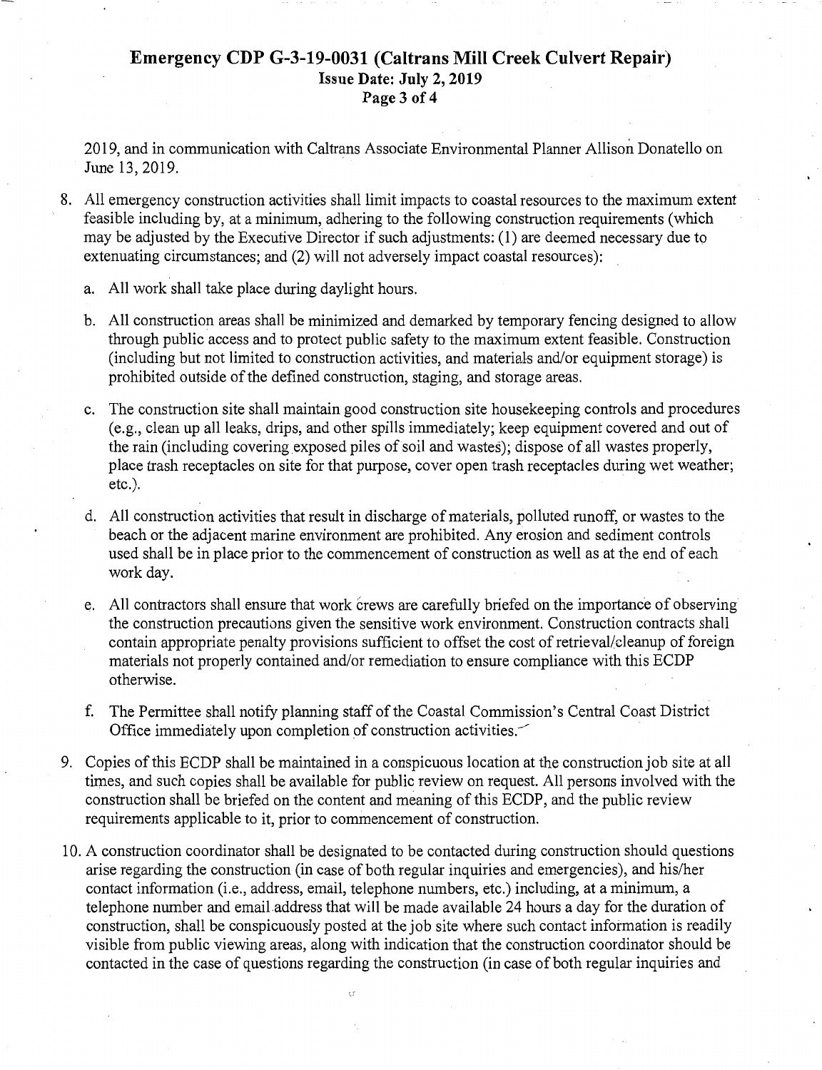2019, and in communication with Caltrans Associate Environmental Planner Allison Donatello on June 13, 2019.

8. All emergency construction activities shall limit impacts to coastal resources to the maximum extent feasible including by, at a minimum, adhering to the following construction requirements (which may be adjusted by the Executive Director if such adjustments: (1) are deemed necessary due to extenuating circumstances; and (2) will not adversely impact coastal resources):

   a. All work shall take place during daylight hours.

   b. All construction areas shall be minimized and demarked by temporary fencing designed to allow through public access and to protect public safety to the maximum extent feasible. Construction (including but not limited to construction activities, and materials and/or equipment storage) is prohibited outside of the defined construction, staging, and storage areas.

   c. The construction site shall maintain good construction site housekeeping controls and procedures (e.g., clean up all leaks, drips, and other spills immediately; keep equipment covered and out of the rain (including covering exposed piles of soil and wastes); dispose of all wastes properly, place trash receptacles on site for that purpose, cover open trash receptacles during wet weather; etc.).

   d. All construction activities that result in discharge of materials, polluted runoff, or wastes to the beach or the adjacent marine environment are prohibited. Any erosion and sediment controls used shall be in place prior to the commencement of construction as well as at the end of each work day.

   e. All contractors shall ensure that work crews are carefully briefed on the importance of observing the construction precautions given the sensitive work environment. Construction contracts shall contain appropriate penalty provisions sufficient to offset the cost of retrieval/cleanup of foreign materials not properly contained and/or remediation to ensure compliance with this ECDP otherwise.

   f. The Permittee shall notify planning staff of the Coastal Commission's Central Coast District Office immediately upon completion of construction activities.

9. Copies of this ECDP shall be maintained in a conspicuous location at the construction job site at all times, and such copies shall be available for public review on request. All persons involved with the construction shall be briefed on the content and meaning of this ECDP, and the public review requirements applicable to it, prior to commencement of construction.

10. A construction coordinator shall be designated to be contacted during construction should questions arise regarding the construction (in case of both regular inquiries and emergencies), and his/her contact information (i.e., address, email, telephone numbers, etc.) including, at a minimum, a telephone number and email address that will be made available 24 hours a day for the duration of construction, shall be conspicuously posted at the job site where such contact information is readily visible from public viewing areas, along with indication that the construction coordinator should be contacted in the case of questions regarding the construction (in case of both regular inquiries and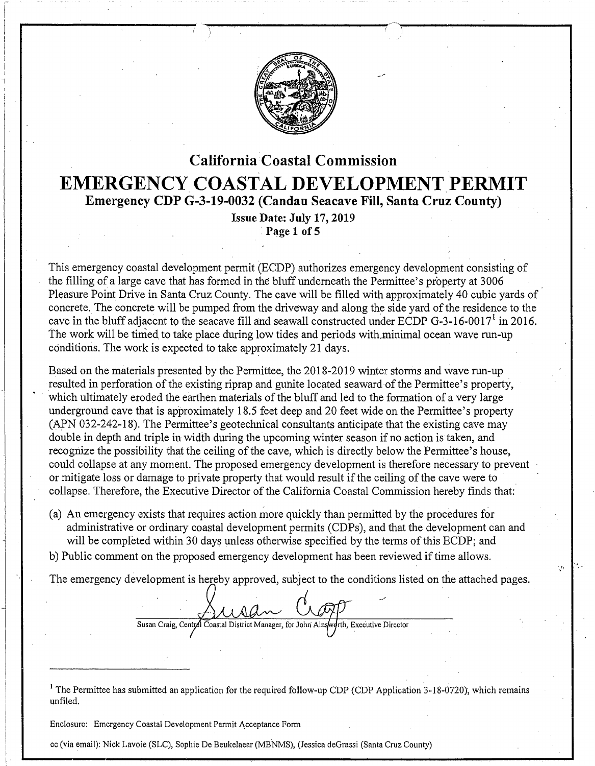# California Coastal Commission

# EMERGENCY COASTAL DEVELOPMENT PERMIT

## Emergency CDP G-3-19-0032 (Candau Seacave Fill, Santa Cruz County)

**Issue Date: July 17, 2019**

This emergency coastal development permit (ECDP) authorizes emergency development consisting of the filling of a large cave that has formed in the bluff underneath the Permittee's property at 3006 Pleasure Point Drive in Santa Cruz County. The cave will be filled with approximately 40 cubic yards of concrete. The concrete will be pumped from the driveway and along the side yard of the residence to the cave in the bluff adjacent to the seacave fill and seawall constructed under ECDP G-3-16-0017[1] in 2016. The work will be timed to take place during low tides and periods with minimal ocean wave run-up conditions. The work is expected to take approximately 21 days.

Based on the materials presented by the Permittee, the 2018-2019 winter storms and wave run-up resulted in perforation of the existing riprap and gunite located seaward of the Permittee's property, which ultimately eroded the earthen materials of the bluff and led to the formation of a very large underground cave that is approximately 18.5 feet deep and 20 feet wide on the Permittee's property (APN 032-242-18). The Permittee's geotechnical consultants anticipate that the existing cave may double in depth and triple in width during the upcoming winter season if no action is taken, and recognize the possibility that the ceiling of the cave, which is directly below the Permittee's house, could collapse at any moment. The proposed emergency development is therefore necessary to prevent or mitigate loss or damage to private property that would result if the ceiling of the cave were to collapse. Therefore, the Executive Director of the California Coastal Commission hereby finds that:

(a) An emergency exists that requires action more quickly than permitted by the procedures for administrative or ordinary coastal development permits (CDPs), and that the development can and will be completed within 30 days unless otherwise specified by the terms of this ECDP; and

b) Public comment on the proposed emergency development has been reviewed if time allows.

The emergency development is hereby approved, subject to the conditions listed on the attached pages.

Susan Craig, Central Coastal District Manager, for John Ainsworth, Executive Director

---

[1] The Permittee has submitted an application for the required follow-up CDP (CDP Application 3-18-0720), which remains unfiled.

Enclosure: Emergency Coastal Development Permit Acceptance Form

cc (via email): Nick Lavoie (SLC), Sophie De Beukelaear (MBNMS), (Jessica deGrassi (Santa Cruz County)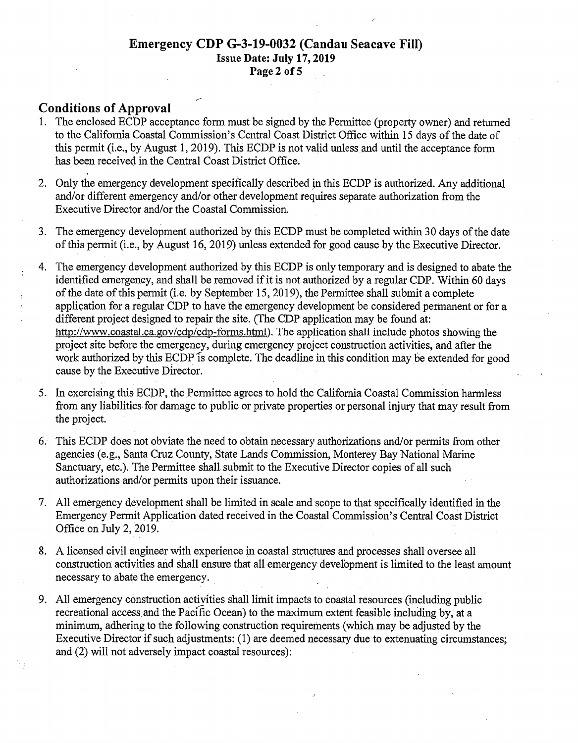## Conditions of Approval

1. The enclosed ECDP acceptance form must be signed by the Permittee (property owner) and returned to the California Coastal Commission's Central Coast District Office within 15 days of the date of this permit (i.e., by August 1, 2019). This ECDP is not valid unless and until the acceptance form has been received in the Central Coast District Office.

2. Only the emergency development specifically described in this ECDP is authorized. Any additional and/or different emergency and/or other development requires separate authorization from the Executive Director and/or the Coastal Commission.

3. The emergency development authorized by this ECDP must be completed within 30 days of the date of this permit (i.e., by August 16, 2019) unless extended for good cause by the Executive Director.

4. The emergency development authorized by this ECDP is only temporary and is designed to abate the identified emergency, and shall be removed if it is not authorized by a regular CDP. Within 60 days of the date of this permit (i.e. by September 15, 2019), the Permittee shall submit a complete application for a regular CDP to have the emergency development be considered permanent or for a different project designed to repair the site. (The CDP application may be found at: http://www.coastal.ca.gov/cdp/cdp-forms.html). The application shall include photos showing the project site before the emergency, during emergency project construction activities, and after the work authorized by this ECDP is complete. The deadline in this condition may be extended for good cause by the Executive Director.

5. In exercising this ECDP, the Permittee agrees to hold the California Coastal Commission harmless from any liabilities for damage to public or private properties or personal injury that may result from the project.

6. This ECDP does not obviate the need to obtain necessary authorizations and/or permits from other agencies (e.g., Santa Cruz County, State Lands Commission, Monterey Bay National Marine Sanctuary, etc.). The Permittee shall submit to the Executive Director copies of all such authorizations and/or permits upon their issuance.

7. All emergency development shall be limited in scale and scope to that specifically identified in the Emergency Permit Application dated received in the Coastal Commission's Central Coast District Office on July 2, 2019.

8. A licensed civil engineer with experience in coastal structures and processes shall oversee all construction activities and shall ensure that all emergency development is limited to the least amount necessary to abate the emergency.

9. All emergency construction activities shall limit impacts to coastal resources (including public recreational access and the Pacific Ocean) to the maximum extent feasible including by, at a minimum, adhering to the following construction requirements (which may be adjusted by the Executive Director if such adjustments: (1) are deemed necessary due to extenuating circumstances; and (2) will not adversely impact coastal resources):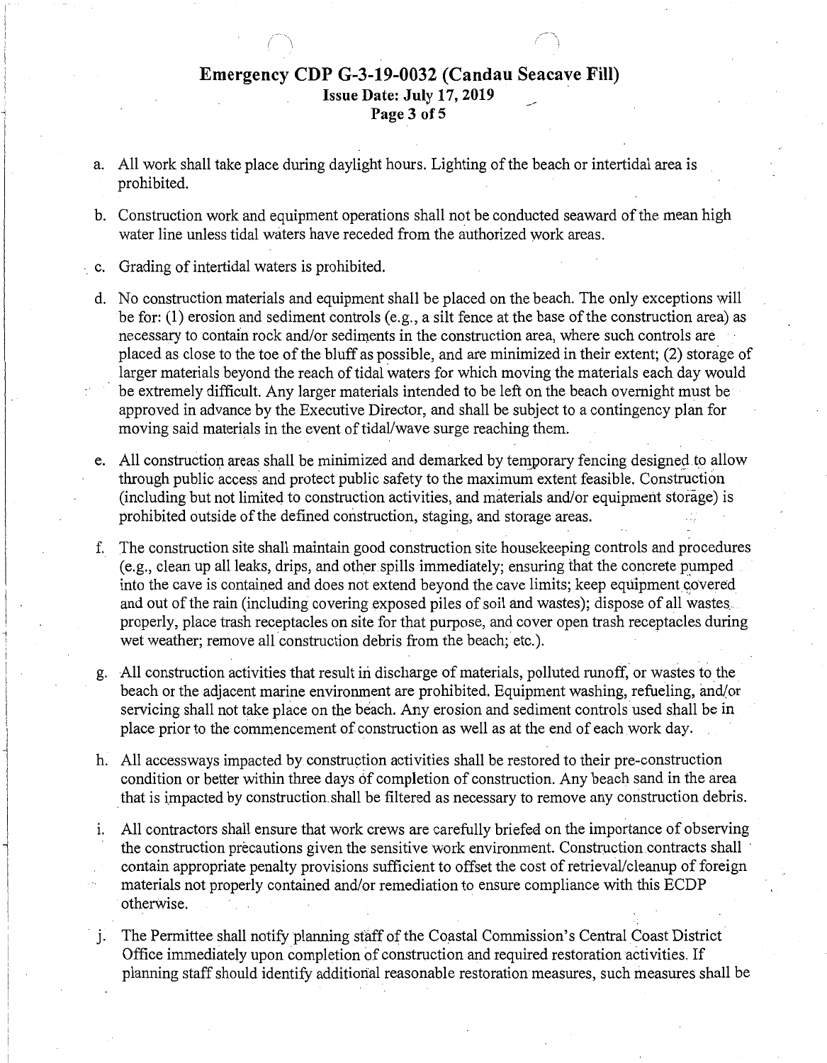a. All work shall take place during daylight hours. Lighting of the beach or intertidal area is prohibited.

b. Construction work and equipment operations shall not be conducted seaward of the mean high water line unless tidal waters have receded from the authorized work areas.

c. Grading of intertidal waters is prohibited.

d. No construction materials and equipment shall be placed on the beach. The only exceptions will be for: (1) erosion and sediment controls (e.g., a silt fence at the base of the construction area) as necessary to contain rock and/or sediments in the construction area, where such controls are placed as close to the toe of the bluff as possible, and are minimized in their extent; (2) storage of larger materials beyond the reach of tidal waters for which moving the materials each day would be extremely difficult. Any larger materials intended to be left on the beach overnight must be approved in advance by the Executive Director, and shall be subject to a contingency plan for moving said materials in the event of tidal/wave surge reaching them.

e. All construction areas shall be minimized and demarked by temporary fencing designed to allow through public access and protect public safety to the maximum extent feasible. Construction (including but not limited to construction activities, and materials and/or equipment storage) is prohibited outside of the defined construction, staging, and storage areas.

f. The construction site shall maintain good construction site housekeeping controls and procedures (e.g., clean up all leaks, drips, and other spills immediately; ensuring that the concrete pumped into the cave is contained and does not extend beyond the cave limits; keep equipment covered and out of the rain (including covering exposed piles of soil and wastes); dispose of all wastes properly, place trash receptacles on site for that purpose, and cover open trash receptacles during wet weather; remove all construction debris from the beach; etc.).

g. All construction activities that result in discharge of materials, polluted runoff, or wastes to the beach or the adjacent marine environment are prohibited. Equipment washing, refueling, and/or servicing shall not take place on the beach. Any erosion and sediment controls used shall be in place prior to the commencement of construction as well as at the end of each work day.

h. All accessways impacted by construction activities shall be restored to their pre-construction condition or better within three days of completion of construction. Any beach sand in the area that is impacted by construction shall be filtered as necessary to remove any construction debris.

i. All contractors shall ensure that work crews are carefully briefed on the importance of observing the construction precautions given the sensitive work environment. Construction contracts shall contain appropriate penalty provisions sufficient to offset the cost of retrieval/cleanup of foreign materials not properly contained and/or remediation to ensure compliance with this ECDP otherwise.

j. The Permittee shall notify planning staff of the Coastal Commission's Central Coast District Office immediately upon completion of construction and required restoration activities. If planning staff should identify additional reasonable restoration measures, such measures shall be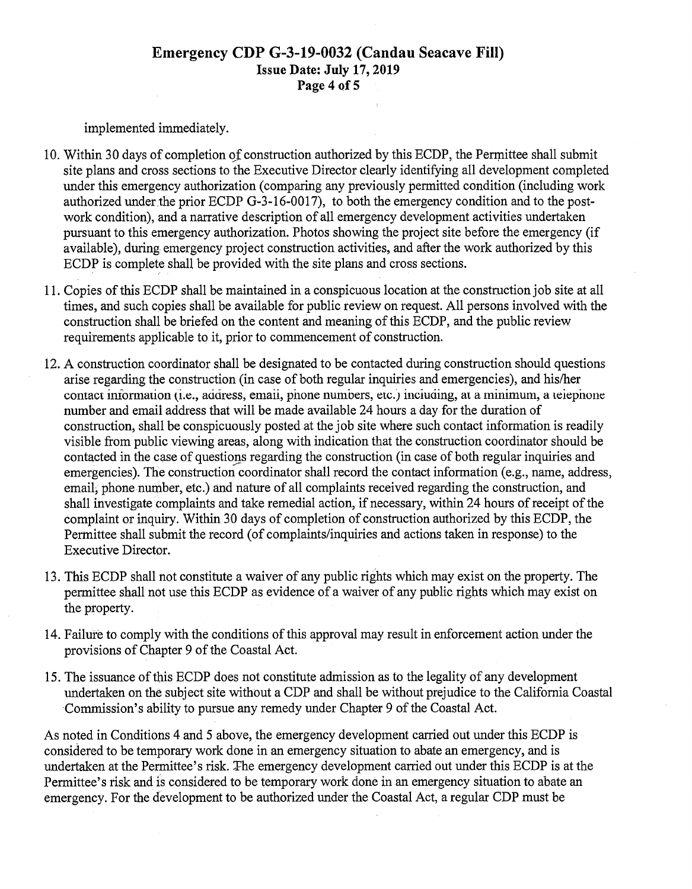implemented immediately.

10. Within 30 days of completion of construction authorized by this ECDP, the Permittee shall submit site plans and cross sections to the Executive Director clearly identifying all development completed under this emergency authorization (comparing any previously permitted condition (including work authorized under the prior ECDP G-3-16-0017), to both the emergency condition and to the post-work condition), and a narrative description of all emergency development activities undertaken pursuant to this emergency authorization. Photos showing the project site before the emergency (if available), during emergency project construction activities, and after the work authorized by this ECDP is complete shall be provided with the site plans and cross sections.

11. Copies of this ECDP shall be maintained in a conspicuous location at the construction job site at all times, and such copies shall be available for public review on request. All persons involved with the construction shall be briefed on the content and meaning of this ECDP, and the public review requirements applicable to it, prior to commencement of construction.

12. A construction coordinator shall be designated to be contacted during construction should questions arise regarding the construction (in case of both regular inquiries and emergencies), and his/her contact information (i.e., address, email, phone numbers, etc.) including, at a minimum, a telephone number and email address that will be made available 24 hours a day for the duration of construction, shall be conspicuously posted at the job site where such contact information is readily visible from public viewing areas, along with indication that the construction coordinator should be contacted in the case of questions regarding the construction (in case of both regular inquiries and emergencies). The construction coordinator shall record the contact information (e.g., name, address, email, phone number, etc.) and nature of all complaints received regarding the construction, and shall investigate complaints and take remedial action, if necessary, within 24 hours of receipt of the complaint or inquiry. Within 30 days of completion of construction authorized by this ECDP, the Permittee shall submit the record (of complaints/inquiries and actions taken in response) to the Executive Director.

13. This ECDP shall not constitute a waiver of any public rights which may exist on the property. The permittee shall not use this ECDP as evidence of a waiver of any public rights which may exist on the property.

14. Failure to comply with the conditions of this approval may result in enforcement action under the provisions of Chapter 9 of the Coastal Act.

15. The issuance of this ECDP does not constitute admission as to the legality of any development undertaken on the subject site without a CDP and shall be without prejudice to the California Coastal Commission's ability to pursue any remedy under Chapter 9 of the Coastal Act.

As noted in Conditions 4 and 5 above, the emergency development carried out under this ECDP is considered to be temporary work done in an emergency situation to abate an emergency, and is undertaken at the Permittee's risk. The emergency development carried out under this ECDP is at the Permittee's risk and is considered to be temporary work done in an emergency situation to abate an emergency. For the development to be authorized under the Coastal Act, a regular CDP must be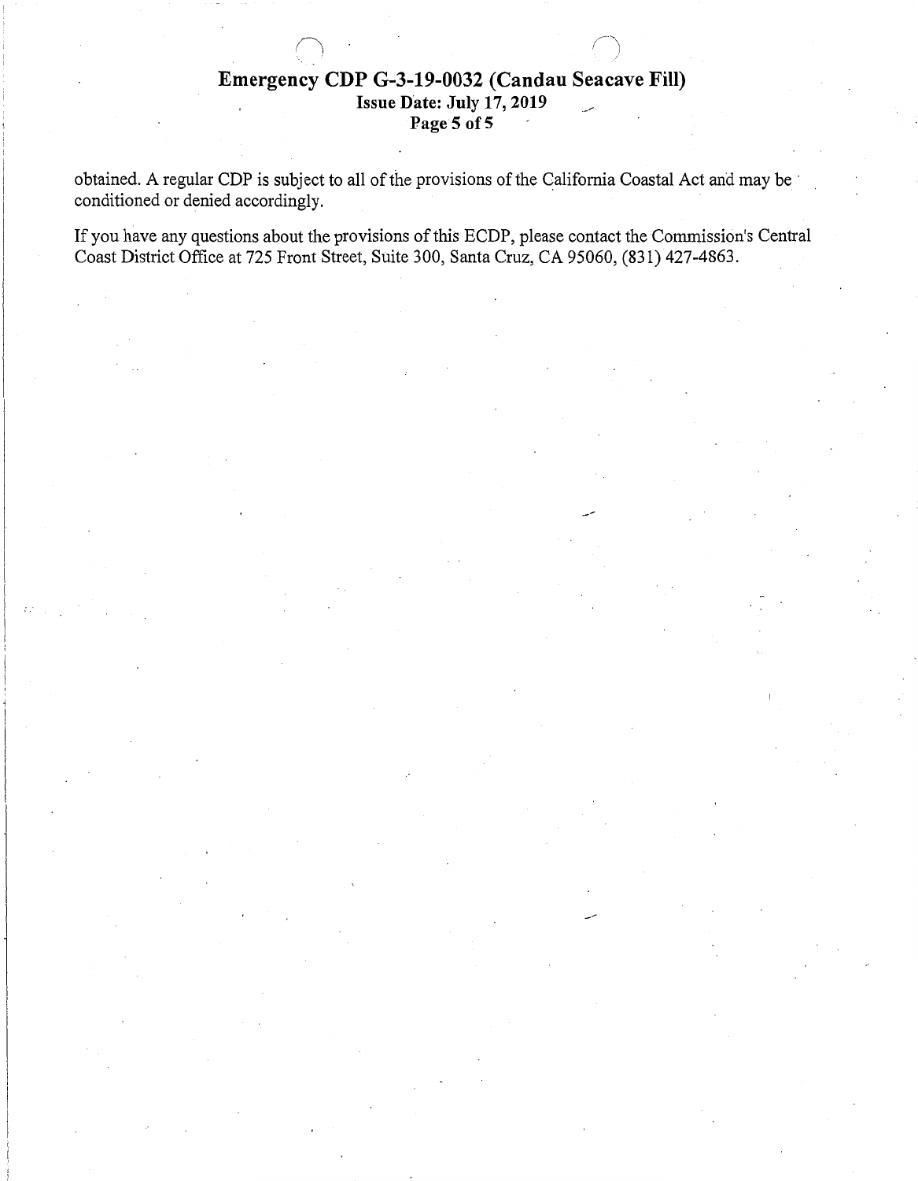obtained. A regular CDP is subject to all of the provisions of the California Coastal Act and may be conditioned or denied accordingly.

If you have any questions about the provisions of this ECDP, please contact the Commission's Central Coast District Office at 725 Front Street, Suite 300, Santa Cruz, CA 95060, (831) 427-4863.